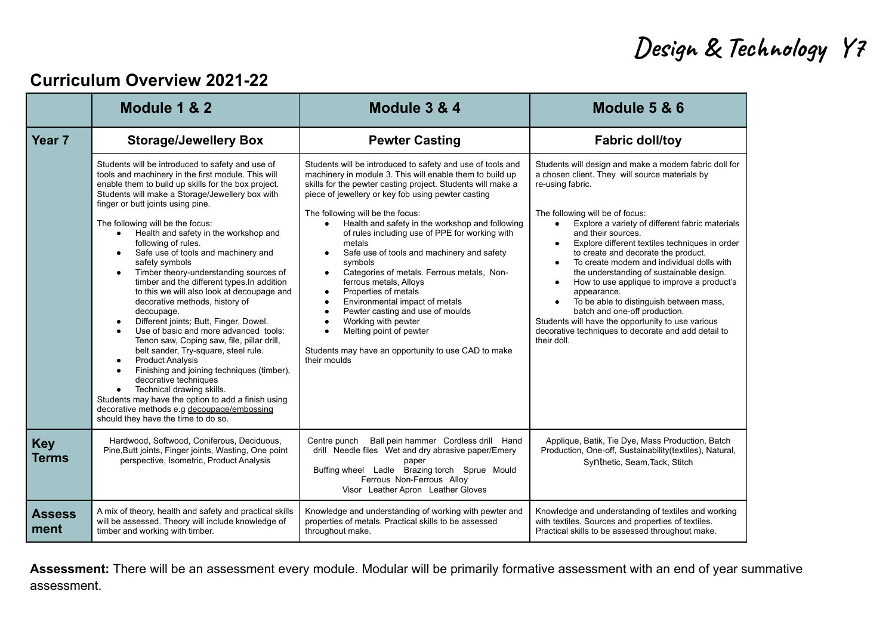# Design & Technology Y7

## Curriculum Overview 2021-22

| | Module 1 & 2 | Module 3 & 4 | Module 5 & 6 |
|---|---|---|---|
| **Year 7** | **Storage/Jewellery Box** | **Pewter Casting** | **Fabric doll/toy** |
| | Students will be introduced to safety and use of tools and machinery in the first module. This will enable them to build up skills for the box project. Students will make a Storage/Jewellery box with finger or butt joints using pine.<br><br>The following will be the focus:<br>● Health and safety in the workshop and following of rules.<br>● Safe use of tools and machinery and safety symbols<br>● Timber theory-understanding sources of timber and the different types.In addition to this we will also look at decoupage and decorative methods, history of decoupage.<br>● Different joints; Butt, Finger, Dowel.<br>● Use of basic and more advanced tools: Tenon saw, Coping saw, file, pillar drill, belt sander, Try-square, steel rule.<br>● Product Analysis<br>● Finishing and joining techniques (timber), decorative techniques<br>● Technical drawing skills.<br>Students may have the option to add a finish using decorative methods e.g decoupage/embossing should they have the time to do so. | Students will be introduced to safety and use of tools and machinery in module 3. This will enable them to build up skills for the pewter casting project. Students will make a piece of jewellery or key fob using pewter casting<br><br>The following will be the focus:<br>● Health and safety in the workshop and following of rules including use of PPE for working with metals<br>● Safe use of tools and machinery and safety symbols<br>● Categories of metals. Ferrous metals, Non-ferrous metals, Alloys<br>● Properties of metals<br>● Environmental impact of metals<br>● Pewter casting and use of moulds<br>● Working with pewter<br>● Melting point of pewter<br><br>Students may have an opportunity to use CAD to make their moulds | Students will design and make a modern fabric doll for a chosen client. They will source materials by re-using fabric.<br><br>The following will be of focus:<br>● Explore a variety of different fabric materials and their sources.<br>● Explore different textiles techniques in order to create and decorate the product.<br>● To create modern and individual dolls with the understanding of sustainable design.<br>● How to use applique to improve a product's appearance.<br>● To be able to distinguish between mass, batch and one-off production.<br>Students will have the opportunity to use various decorative techniques to decorate and add detail to their doll. |
| **Key Terms** | Hardwood, Softwood, Coniferous, Deciduous, Pine,Butt joints, Finger joints, Wasting, One point perspective, Isometric, Product Analysis | Centre punch Ball pein hammer Cordless drill Hand drill Needle files Wet and dry abrasive paper/Emery paper<br>Buffing wheel Ladle Brazing torch Sprue Mould<br>Ferrous Non-Ferrous Alloy<br>Visor Leather Apron Leather Gloves | Applique, Batik, Tie Dye, Mass Production, Batch Production, One-off, Sustainability(textiles), Natural, Synthetic, Seam,Tack, Stitch |
| **Assessment** | A mix of theory, health and safety and practical skills will be assessed. Theory will include knowledge of timber and working with timber. | Knowledge and understanding of working with pewter and properties of metals. Practical skills to be assessed throughout make. | Knowledge and understanding of textiles and working with textiles. Sources and properties of textiles. Practical skills to be assessed throughout make. |

**Assessment:** There will be an assessment every module. Modular will be primarily formative assessment with an end of year summative assessment.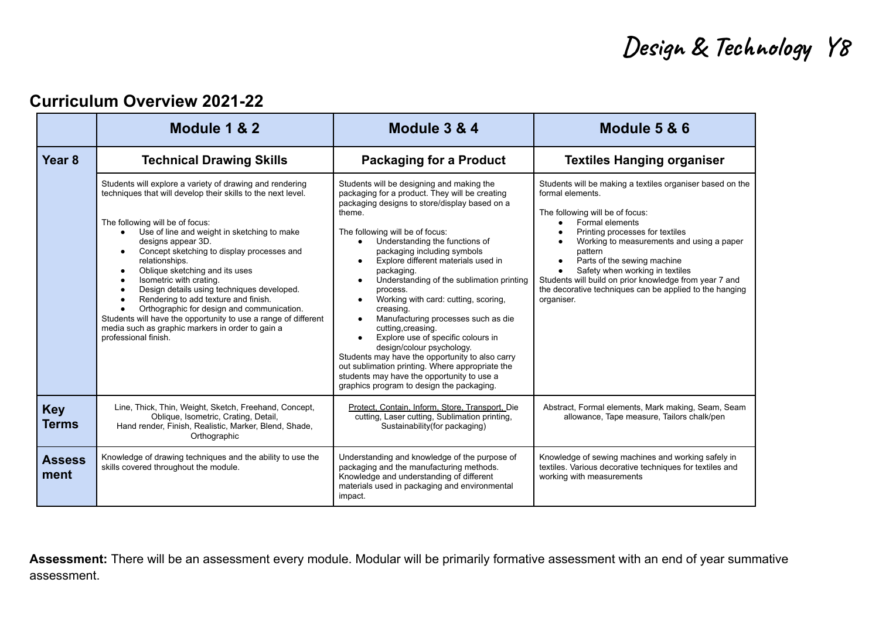# Design & Technology Y8

## Curriculum Overview 2021-22

| | Module 1 & 2 | Module 3 & 4 | Module 5 & 6 |
|---|---|---|---|
| **Year 8** | **Technical Drawing Skills** | **Packaging for a Product** | **Textiles Hanging organiser** |
| | Students will explore a variety of drawing and rendering techniques that will develop their skills to the next level.<br><br>The following will be of focus:<br>• Use of line and weight in sketching to make designs appear 3D.<br>• Concept sketching to display processes and relationships.<br>• Oblique sketching and its uses<br>• Isometric with crating.<br>• Design details using techniques developed.<br>• Rendering to add texture and finish.<br>• Orthographic for design and communication.<br>Students will have the opportunity to use a range of different media such as graphic markers in order to gain a professional finish. | Students will be designing and making the packaging for a product. They will be creating packaging designs to store/display based on a theme.<br><br>The following will be of focus:<br>• Understanding the functions of packaging including symbols<br>• Explore different materials used in packaging.<br>• Understanding of the sublimation printing process.<br>• Working with card: cutting, scoring, creasing.<br>• Manufacturing processes such as die cutting,creasing.<br>• Explore use of specific colours in design/colour psychology.<br>Students may have the opportunity to also carry out sublimation printing. Where appropriate the students may have the opportunity to use a graphics program to design the packaging. | Students will be making a textiles organiser based on the formal elements.<br><br>The following will be of focus:<br>• Formal elements<br>• Printing processes for textiles<br>• Working to measurements and using a paper pattern<br>• Parts of the sewing machine<br>• Safety when working in textiles<br>Students will build on prior knowledge from year 7 and the decorative techniques can be applied to the hanging organiser. |
| **Key Terms** | Line, Thick, Thin, Weight, Sketch, Freehand, Concept, Oblique, Isometric, Crating, Detail, Hand render, Finish, Realistic, Marker, Blend, Shade, Orthographic | Protect, Contain, Inform, Store, Transport, Die cutting, Laser cutting, Sublimation printing, Sustainability(for packaging) | Abstract, Formal elements, Mark making, Seam, Seam allowance, Tape measure, Tailors chalk/pen |
| **Assessment** | Knowledge of drawing techniques and the ability to use the skills covered throughout the module. | Understanding and knowledge of the purpose of packaging and the manufacturing methods. Knowledge and understanding of different materials used in packaging and environmental impact. | Knowledge of sewing machines and working safely in textiles. Various decorative techniques for textiles and working with measurements |

**Assessment:** There will be an assessment every module. Modular will be primarily formative assessment with an end of year summative assessment.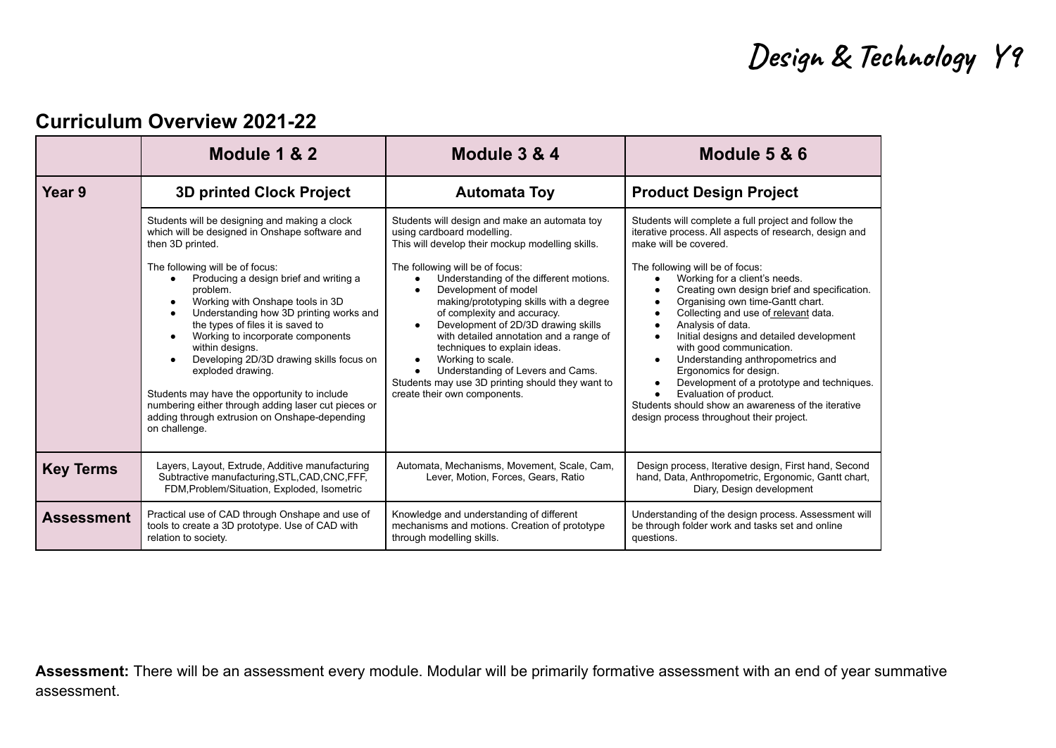# Design & Technology Y9

## Curriculum Overview 2021-22

| | Module 1 & 2 | Module 3 & 4 | Module 5 & 6 |
|---|---|---|---|
| **Year 9** | **3D printed Clock Project** | **Automata Toy** | **Product Design Project** |
| | Students will be designing and making a clock which will be designed in Onshape software and then 3D printed.<br><br>The following will be of focus:<br>• Producing a design brief and writing a problem.<br>• Working with Onshape tools in 3D<br>• Understanding how 3D printing works and the types of files it is saved to<br>• Working to incorporate components within designs.<br>• Developing 2D/3D drawing skills focus on exploded drawing.<br><br>Students may have the opportunity to include numbering either through adding laser cut pieces or adding through extrusion on Onshape-depending on challenge. | Students will design and make an automata toy using cardboard modelling.<br>This will develop their mockup modelling skills.<br><br>The following will be of focus:<br>• Understanding of the different motions.<br>• Development of model making/prototyping skills with a degree of complexity and accuracy.<br>• Development of 2D/3D drawing skills with detailed annotation and a range of techniques to explain ideas.<br>• Working to scale.<br>• Understanding of Levers and Cams.<br>Students may use 3D printing should they want to create their own components. | Students will complete a full project and follow the iterative process. All aspects of research, design and make will be covered.<br><br>The following will be of focus:<br>• Working for a client's needs.<br>• Creating own design brief and specification.<br>• Organising own time-Gantt chart.<br>• Collecting and use of relevant data.<br>• Analysis of data.<br>• Initial designs and detailed development with good communication.<br>• Understanding anthropometrics and Ergonomics for design.<br>• Development of a prototype and techniques.<br>• Evaluation of product.<br>Students should show an awareness of the iterative design process throughout their project. |
| **Key Terms** | Layers, Layout, Extrude, Additive manufacturing Subtractive manufacturing,STL,CAD,CNC,FFF, FDM,Problem/Situation, Exploded, Isometric | Automata, Mechanisms, Movement, Scale, Cam, Lever, Motion, Forces, Gears, Ratio | Design process, Iterative design, First hand, Second hand, Data, Anthropometric, Ergonomic, Gantt chart, Diary, Design development |
| **Assessment** | Practical use of CAD through Onshape and use of tools to create a 3D prototype. Use of CAD with relation to society. | Knowledge and understanding of different mechanisms and motions. Creation of prototype through modelling skills. | Understanding of the design process. Assessment will be through folder work and tasks set and online questions. |

**Assessment:** There will be an assessment every module. Modular will be primarily formative assessment with an end of year summative assessment.